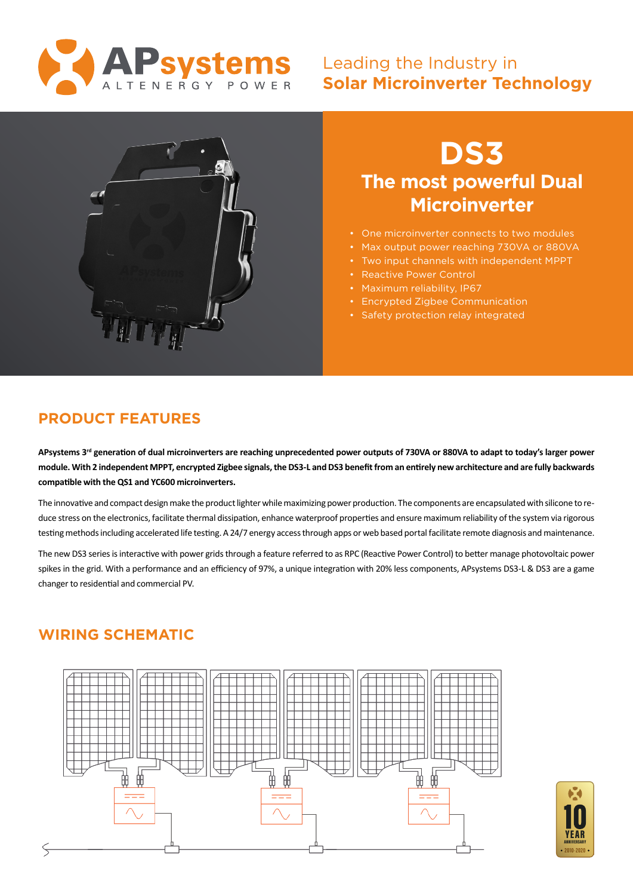Leading the Industry in
**Solar Microinverter Technology**

# DS3

## The most powerful Dual Microinverter

- One microinverter connects to two modules
- Max output power reaching 730VA or 880VA
- Two input channels with independent MPPT
- Reactive Power Control
- Maximum reliability, IP67
- Encrypted Zigbee Communication
- Safety protection relay integrated

## PRODUCT FEATURES

**APsystems 3rd generation of dual microinverters are reaching unprecedented power outputs of 730VA or 880VA to adapt to today's larger power module. With 2 independent MPPT, encrypted Zigbee signals, the DS3-L and DS3 benefit from an entirely new architecture and are fully backwards compatible with the QS1 and YC600 microinverters.**

The innovative and compact design make the product lighter while maximizing power production. The components are encapsulated with silicone to reduce stress on the electronics, facilitate thermal dissipation, enhance waterproof properties and ensure maximum reliability of the system via rigorous testing methods including accelerated life testing. A 24/7 energy access through apps or web based portal facilitate remote diagnosis and maintenance.

The new DS3 series is interactive with power grids through a feature referred to as RPC (Reactive Power Control) to better manage photovoltaic power spikes in the grid. With a performance and an efficiency of 97%, a unique integration with 20% less components, APsystems DS3-L & DS3 are a game changer to residential and commercial PV.

## WIRING SCHEMATIC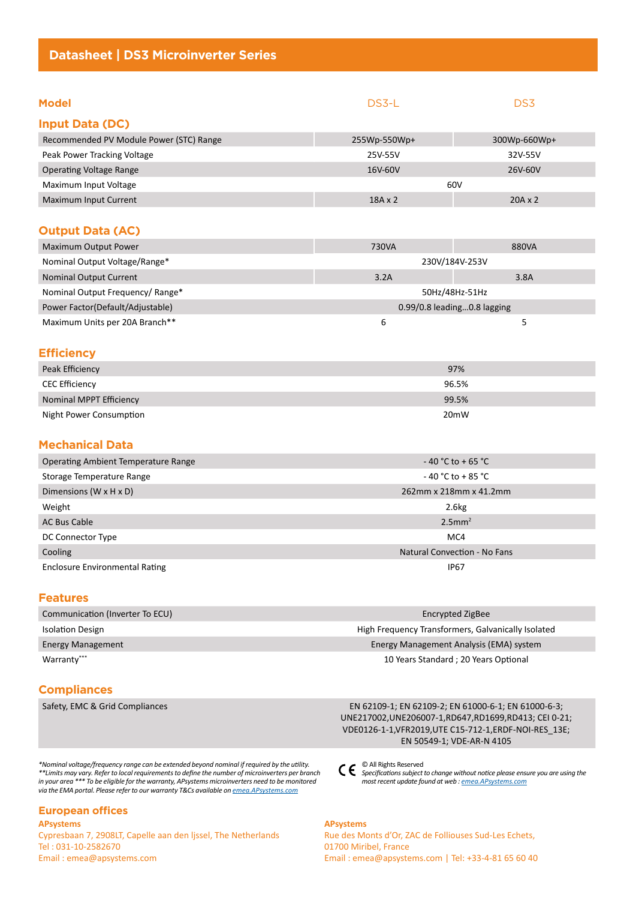# Datasheet | DS3 Microinverter Series

| Model | DS3-L | DS3 |
|---|---|---|

## Input Data (DC)

| | | |
|---|---|---|
| Recommended PV Module Power (STC) Range | 255Wp-550Wp+ | 300Wp-660Wp+ |
| Peak Power Tracking Voltage | 25V-55V | 32V-55V |
| Operating Voltage Range | 16V-60V | 26V-60V |
| Maximum Input Voltage | 60V | |
| Maximum Input Current | 18A x 2 | 20A x 2 |

## Output Data (AC)

| | | |
|---|---|---|
| Maximum Output Power | 730VA | 880VA |
| Nominal Output Voltage/Range* | 230V/184V-253V | |
| Nominal Output Current | 3.2A | 3.8A |
| Nominal Output Frequency/ Range* | 50Hz/48Hz-51Hz | |
| Power Factor(Default/Adjustable) | 0.99/0.8 leading…0.8 lagging | |
| Maximum Units per 20A Branch** | 6 | 5 |

## Efficiency

| | |
|---|---|
| Peak Efficiency | 97% |
| CEC Efficiency | 96.5% |
| Nominal MPPT Efficiency | 99.5% |
| Night Power Consumption | 20mW |

## Mechanical Data

| | |
|---|---|
| Operating Ambient Temperature Range | - 40 °C to + 65 °C |
| Storage Temperature Range | - 40 °C to + 85 °C |
| Dimensions (W x H x D) | 262mm x 218mm x 41.2mm |
| Weight | 2.6kg |
| AC Bus Cable | 2.5mm$^2$ |
| DC Connector Type | MC4 |
| Cooling | Natural Convection - No Fans |
| Enclosure Environmental Rating | IP67 |

## Features

| | |
|---|---|
| Communication (Inverter To ECU) | Encrypted ZigBee |
| Isolation Design | High Frequency Transformers, Galvanically Isolated |
| Energy Management | Energy Management Analysis (EMA) system |
| Warranty*** | 10 Years Standard ; 20 Years Optional |

## Compliances

| | |
|---|---|
| Safety, EMC & Grid Compliances | EN 62109-1; EN 62109-2; EN 61000-6-1; EN 61000-6-3; UNE217002,UNE206007-1,RD647,RD1699,RD413; CEI 0-21; VDE0126-1-1,VFR2019,UTE C15-712-1,ERDF-NOI-RES_13E; EN 50549-1; VDE-AR-N 4105 |

*\*Nominal voltage/frequency range can be extended beyond nominal if required by the utility. \*\*Limits may vary. Refer to local requirements to define the number of microinverters per branch in your area \*\*\* To be eligible for the warranty, APsystems microinverters need to be monitored via the EMA portal. Please refer to our warranty T&Cs available on emea.APsystems.com*

CE © All Rights Reserved
*Specifications subject to change without notice please ensure you are using the most recent update found at web : emea.APsystems.com*

## European offices

**APsystems**
Cypresbaan 7, 2908LT, Capelle aan den Ijssel, The Netherlands
Tel : 031-10-2582670
Email : emea@apsystems.com

**APsystems**
Rue des Monts d'Or, ZAC de Folliouses Sud-Les Echets,
01700 Miribel, France
Email : emea@apsystems.com | Tel: +33-4-81 65 60 40